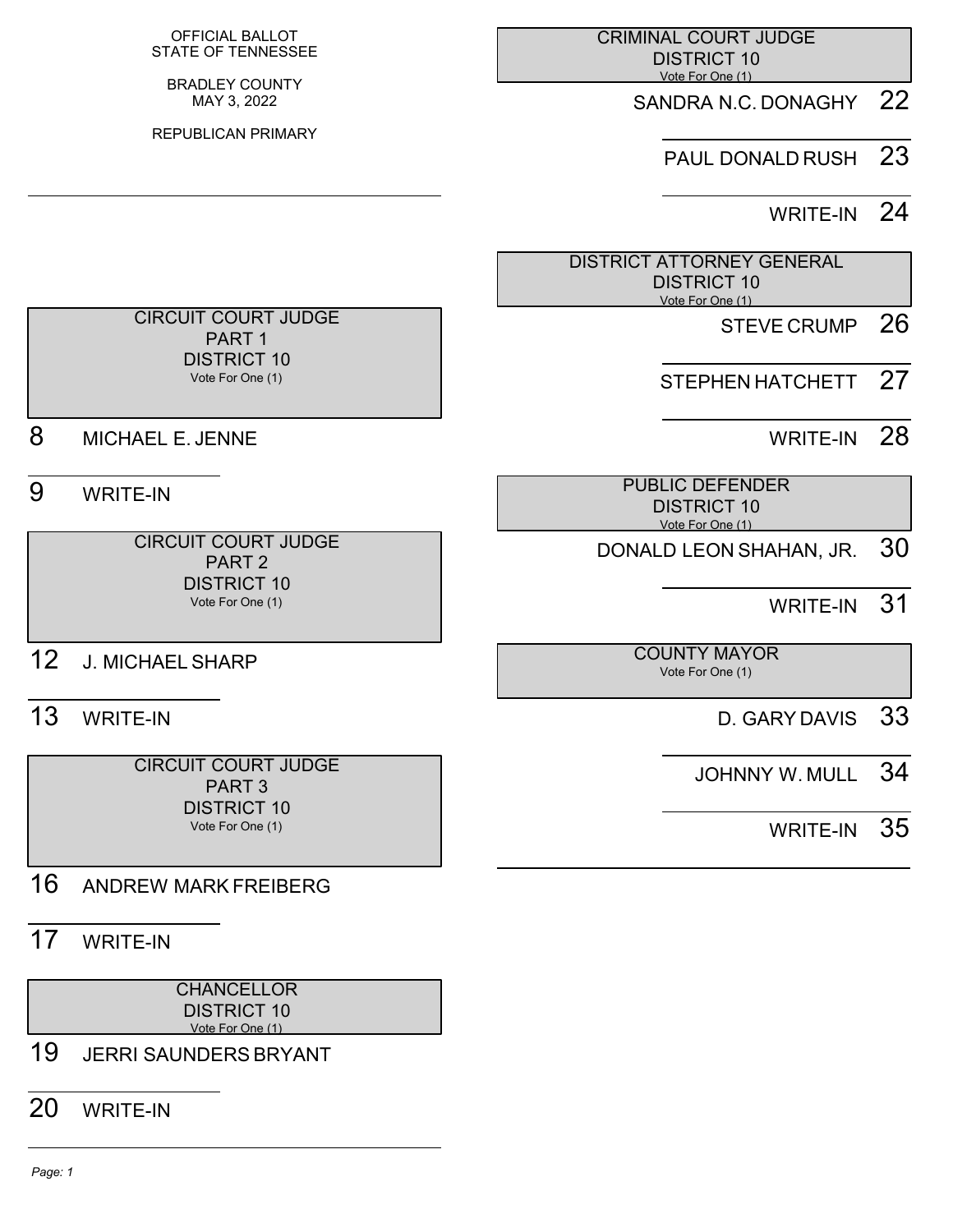OFFICIAL BALLOT
STATE OF TENNESSEE

BRADLEY COUNTY
MAY 3, 2022

REPUBLICAN PRIMARY

## CIRCUIT COURT JUDGE PART 1 DISTRICT 10

Vote For One (1)

8 MICHAEL E. JENNE

9 WRITE-IN

## CIRCUIT COURT JUDGE PART 2 DISTRICT 10

Vote For One (1)

12 J. MICHAEL SHARP

13 WRITE-IN

## CIRCUIT COURT JUDGE PART 3 DISTRICT 10

Vote For One (1)

16 ANDREW MARK FREIBERG

17 WRITE-IN

## CHANCELLOR DISTRICT 10

Vote For One (1)

19 JERRI SAUNDERS BRYANT

20 WRITE-IN

## CRIMINAL COURT JUDGE DISTRICT 10

Vote For One (1)

SANDRA N.C. DONAGHY 22

PAUL DONALD RUSH 23

WRITE-IN 24

## DISTRICT ATTORNEY GENERAL DISTRICT 10

Vote For One (1)

STEVE CRUMP 26

STEPHEN HATCHETT 27

WRITE-IN 28

## PUBLIC DEFENDER DISTRICT 10

Vote For One (1)

DONALD LEON SHAHAN, JR. 30

WRITE-IN 31

## COUNTY MAYOR

Vote For One (1)

D. GARY DAVIS 33

JOHNNY W. MULL 34

WRITE-IN 35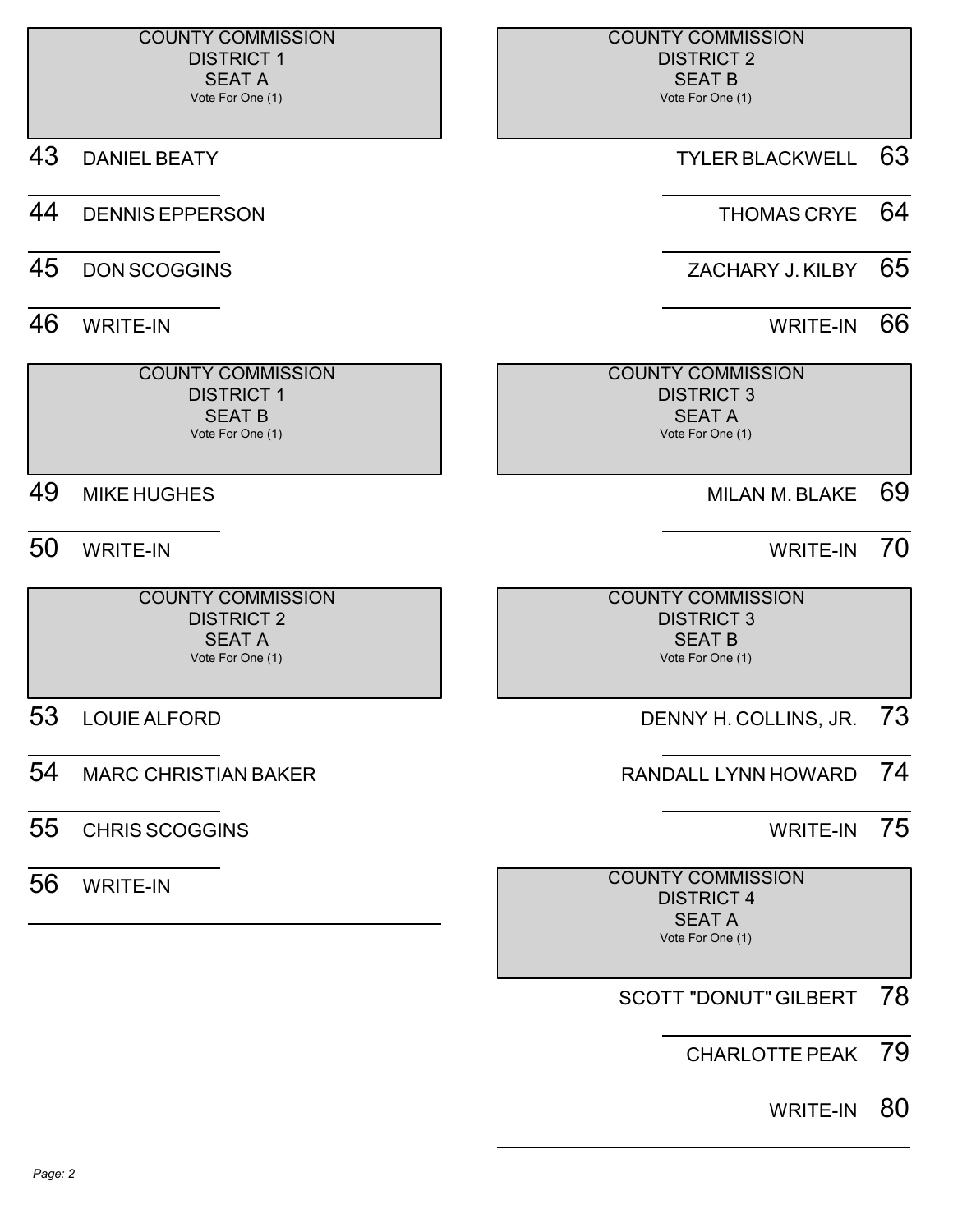## COUNTY COMMISSION DISTRICT 1 SEAT A
Vote For One (1)

43 DANIEL BEATY

44 DENNIS EPPERSON

45 DON SCOGGINS

46 WRITE-IN

## COUNTY COMMISSION DISTRICT 1 SEAT B
Vote For One (1)

49 MIKE HUGHES

50 WRITE-IN

## COUNTY COMMISSION DISTRICT 2 SEAT A
Vote For One (1)

53 LOUIE ALFORD

54 MARC CHRISTIAN BAKER

55 CHRIS SCOGGINS

56 WRITE-IN

## COUNTY COMMISSION DISTRICT 2 SEAT B
Vote For One (1)

TYLER BLACKWELL 63

THOMAS CRYE 64

ZACHARY J. KILBY 65

WRITE-IN 66

## COUNTY COMMISSION DISTRICT 3 SEAT A
Vote For One (1)

MILAN M. BLAKE 69

WRITE-IN 70

## COUNTY COMMISSION DISTRICT 3 SEAT B
Vote For One (1)

DENNY H. COLLINS, JR. 73

RANDALL LYNN HOWARD 74

WRITE-IN 75

## COUNTY COMMISSION DISTRICT 4 SEAT A
Vote For One (1)

SCOTT "DONUT" GILBERT 78

CHARLOTTE PEAK 79

WRITE-IN 80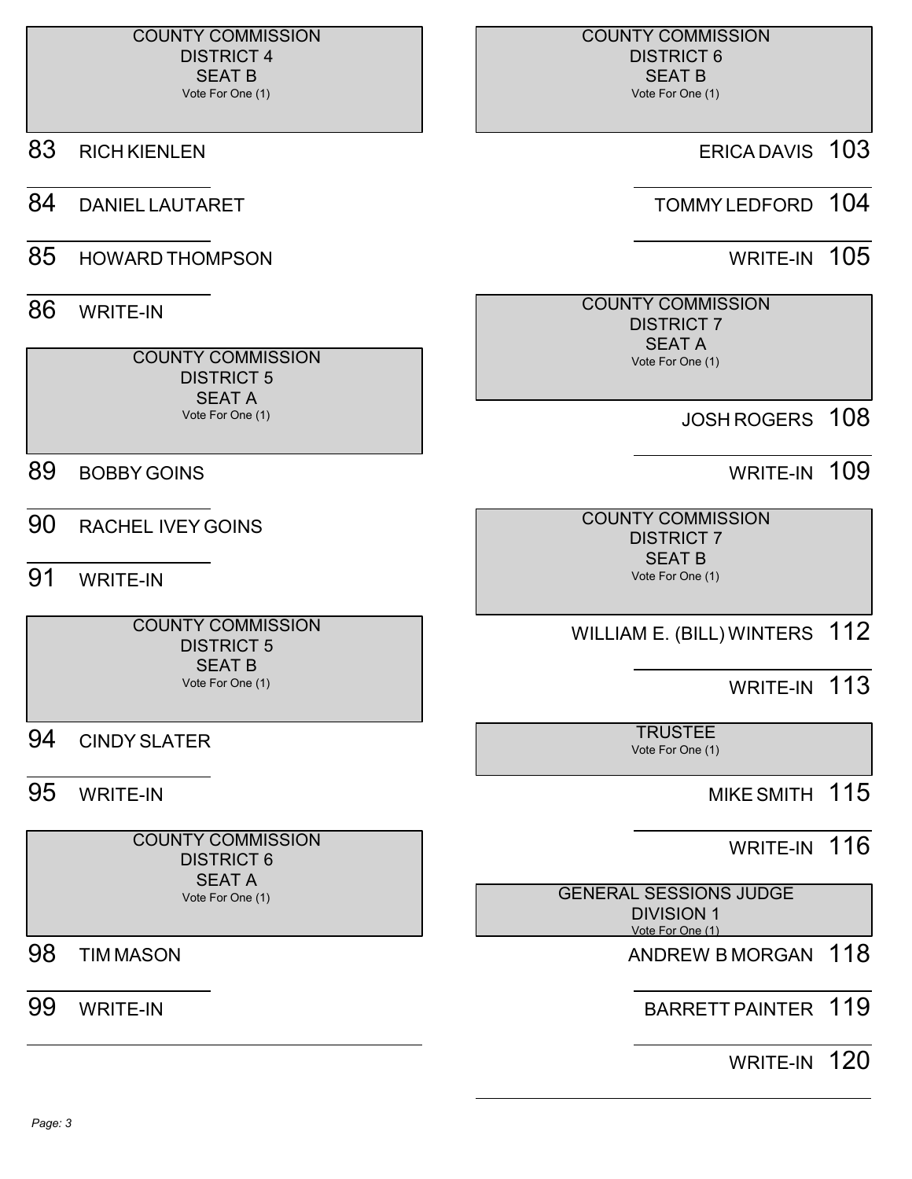## COUNTY COMMISSION
## DISTRICT 4
## SEAT B
Vote For One (1)

83 RICH KIENLEN

84 DANIEL LAUTARET

85 HOWARD THOMPSON

86 WRITE-IN

## COUNTY COMMISSION
## DISTRICT 5
## SEAT A
Vote For One (1)

89 BOBBY GOINS

90 RACHEL IVEY GOINS

91 WRITE-IN

## COUNTY COMMISSION
## DISTRICT 5
## SEAT B
Vote For One (1)

94 CINDY SLATER

95 WRITE-IN

## COUNTY COMMISSION
## DISTRICT 6
## SEAT A
Vote For One (1)

98 TIM MASON

99 WRITE-IN

## COUNTY COMMISSION
## DISTRICT 6
## SEAT B
Vote For One (1)

ERICA DAVIS 103

TOMMY LEDFORD 104

WRITE-IN 105

## COUNTY COMMISSION
## DISTRICT 7
## SEAT A
Vote For One (1)

JOSH ROGERS 108

WRITE-IN 109

## COUNTY COMMISSION
## DISTRICT 7
## SEAT B
Vote For One (1)

WILLIAM E. (BILL) WINTERS 112

WRITE-IN 113

## TRUSTEE
Vote For One (1)

MIKE SMITH 115

WRITE-IN 116

## GENERAL SESSIONS JUDGE
## DIVISION 1
Vote For One (1)

ANDREW B MORGAN 118

BARRETT PAINTER 119

WRITE-IN 120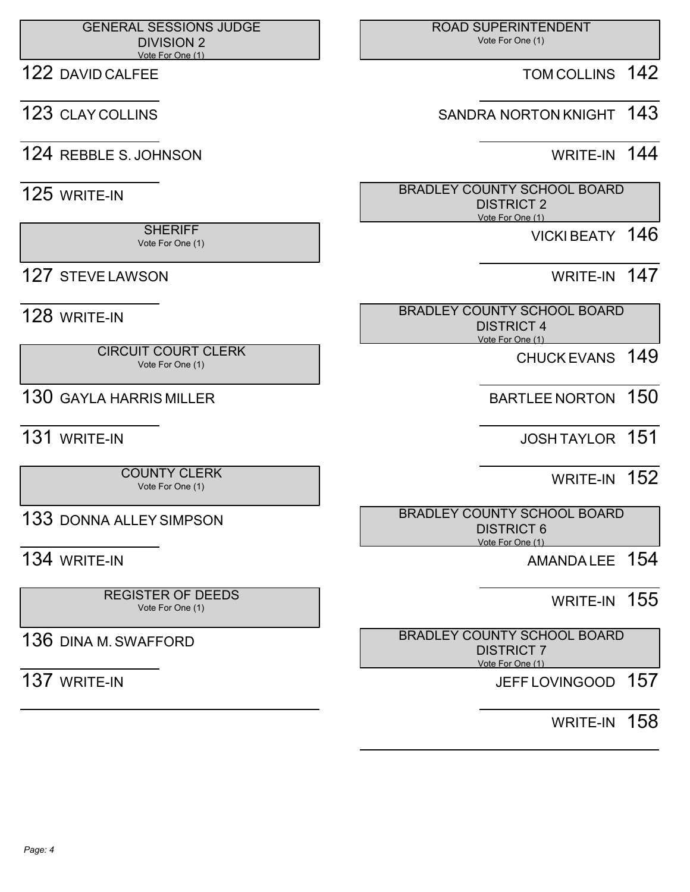## GENERAL SESSIONS JUDGE DIVISION 2

Vote For One (1)

122 DAVID CALFEE

123 CLAY COLLINS

124 REBBLE S. JOHNSON

125 WRITE-IN

## SHERIFF

Vote For One (1)

127 STEVE LAWSON

128 WRITE-IN

## CIRCUIT COURT CLERK

Vote For One (1)

130 GAYLA HARRIS MILLER

131 WRITE-IN

## COUNTY CLERK

Vote For One (1)

133 DONNA ALLEY SIMPSON

134 WRITE-IN

## REGISTER OF DEEDS

Vote For One (1)

136 DINA M. SWAFFORD

137 WRITE-IN

## ROAD SUPERINTENDENT

Vote For One (1)

TOM COLLINS 142

SANDRA NORTON KNIGHT 143

WRITE-IN 144

## BRADLEY COUNTY SCHOOL BOARD DISTRICT 2

Vote For One (1)

VICKI BEATY 146

WRITE-IN 147

## BRADLEY COUNTY SCHOOL BOARD DISTRICT 4

Vote For One (1)

CHUCK EVANS 149

BARTLEE NORTON 150

JOSH TAYLOR 151

WRITE-IN 152

## BRADLEY COUNTY SCHOOL BOARD DISTRICT 6

Vote For One (1)

AMANDA LEE 154

WRITE-IN 155

## BRADLEY COUNTY SCHOOL BOARD DISTRICT 7

Vote For One (1)

JEFF LOVINGOOD 157

WRITE-IN 158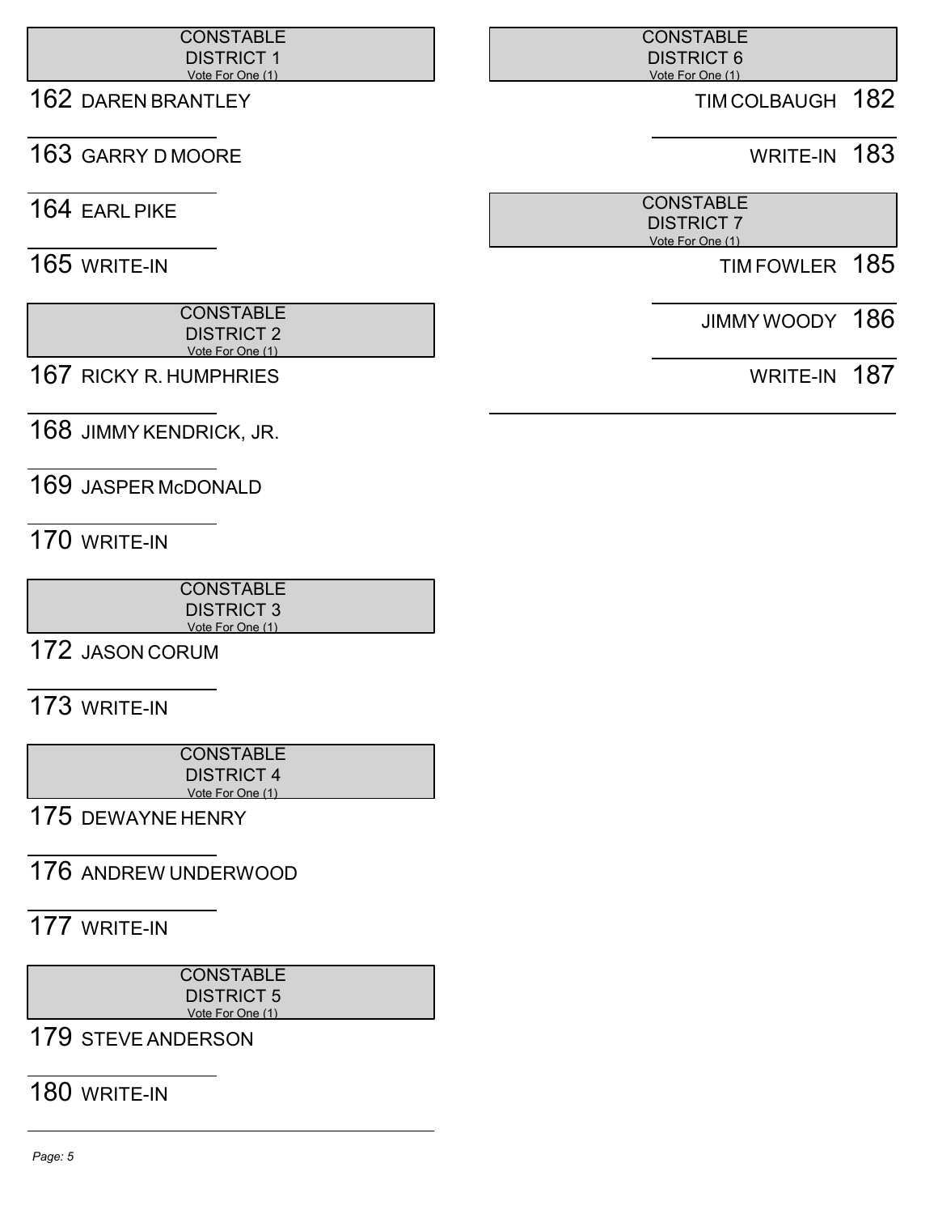## CONSTABLE DISTRICT 1
Vote For One (1)

162 DAREN BRANTLEY

163 GARRY D MOORE

164 EARL PIKE

165 WRITE-IN

## CONSTABLE DISTRICT 2
Vote For One (1)

167 RICKY R. HUMPHRIES

168 JIMMY KENDRICK, JR.

169 JASPER McDONALD

170 WRITE-IN

## CONSTABLE DISTRICT 3
Vote For One (1)

172 JASON CORUM

173 WRITE-IN

## CONSTABLE DISTRICT 4
Vote For One (1)

175 DEWAYNE HENRY

176 ANDREW UNDERWOOD

177 WRITE-IN

## CONSTABLE DISTRICT 5
Vote For One (1)

179 STEVE ANDERSON

180 WRITE-IN

## CONSTABLE DISTRICT 6
Vote For One (1)

TIM COLBAUGH 182

WRITE-IN 183

## CONSTABLE DISTRICT 7
Vote For One (1)

TIM FOWLER 185

JIMMY WOODY 186

WRITE-IN 187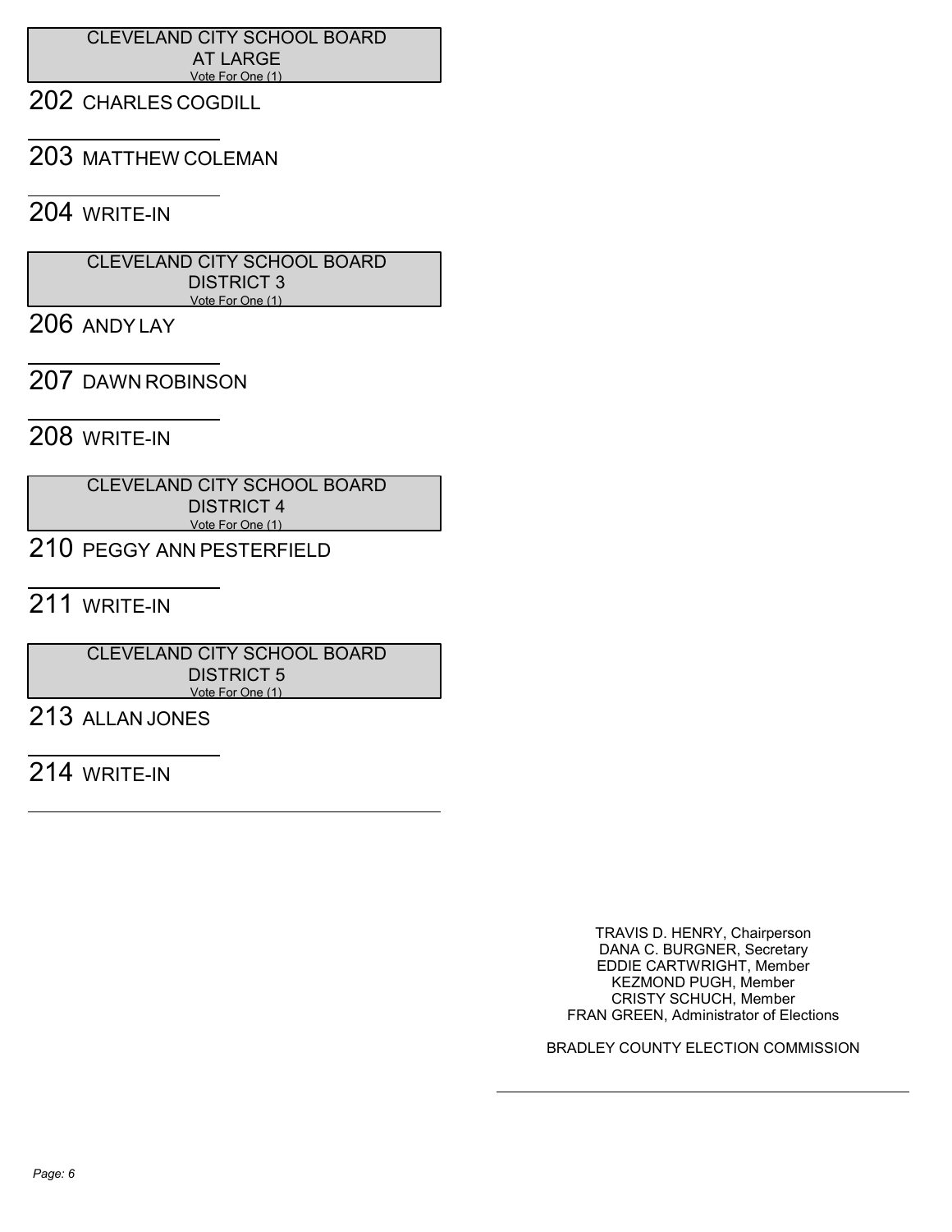### CLEVELAND CITY SCHOOL BOARD AT LARGE
Vote For One (1)

202 CHARLES COGDILL

203 MATTHEW COLEMAN

204 WRITE-IN

### CLEVELAND CITY SCHOOL BOARD DISTRICT 3
Vote For One (1)

206 ANDY LAY

207 DAWN ROBINSON

208 WRITE-IN

### CLEVELAND CITY SCHOOL BOARD DISTRICT 4
Vote For One (1)

210 PEGGY ANN PESTERFIELD

211 WRITE-IN

### CLEVELAND CITY SCHOOL BOARD DISTRICT 5
Vote For One (1)

213 ALLAN JONES

214 WRITE-IN

TRAVIS D. HENRY, Chairperson
DANA C. BURGNER, Secretary
EDDIE CARTWRIGHT, Member
KEZMOND PUGH, Member
CRISTY SCHUCH, Member
FRAN GREEN, Administrator of Elections

BRADLEY COUNTY ELECTION COMMISSION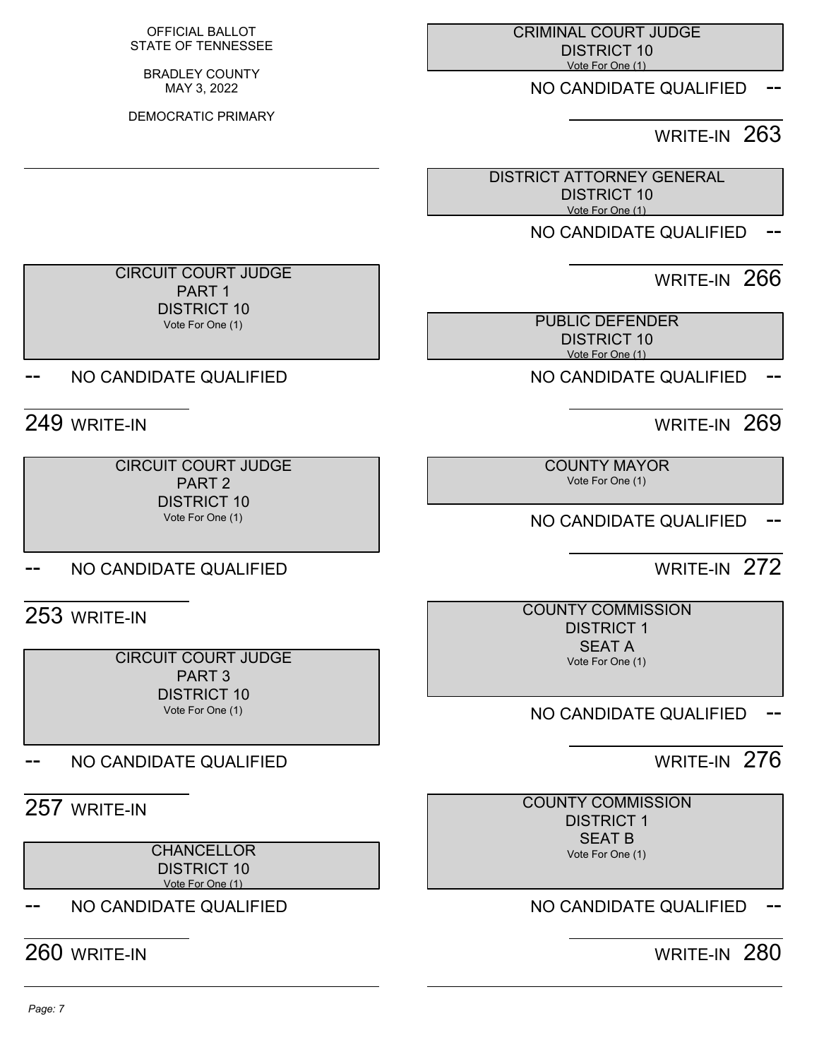OFFICIAL BALLOT
STATE OF TENNESSEE

BRADLEY COUNTY
MAY 3, 2022

DEMOCRATIC PRIMARY

### CIRCUIT COURT JUDGE
### PART 1
### DISTRICT 10
Vote For One (1)

-- NO CANDIDATE QUALIFIED

249 WRITE-IN

### CIRCUIT COURT JUDGE
### PART 2
### DISTRICT 10
Vote For One (1)

-- NO CANDIDATE QUALIFIED

253 WRITE-IN

### CIRCUIT COURT JUDGE
### PART 3
### DISTRICT 10
Vote For One (1)

-- NO CANDIDATE QUALIFIED

257 WRITE-IN

### CHANCELLOR
### DISTRICT 10
Vote For One (1)

-- NO CANDIDATE QUALIFIED

260 WRITE-IN

### CRIMINAL COURT JUDGE
### DISTRICT 10
Vote For One (1)

NO CANDIDATE QUALIFIED --

WRITE-IN 263

### DISTRICT ATTORNEY GENERAL
### DISTRICT 10
Vote For One (1)

NO CANDIDATE QUALIFIED --

WRITE-IN 266

### PUBLIC DEFENDER
### DISTRICT 10
Vote For One (1)

NO CANDIDATE QUALIFIED --

WRITE-IN 269

### COUNTY MAYOR
Vote For One (1)

NO CANDIDATE QUALIFIED --

WRITE-IN 272

### COUNTY COMMISSION
### DISTRICT 1
### SEAT A
Vote For One (1)

NO CANDIDATE QUALIFIED --

WRITE-IN 276

### COUNTY COMMISSION
### DISTRICT 1
### SEAT B
Vote For One (1)

NO CANDIDATE QUALIFIED --

WRITE-IN 280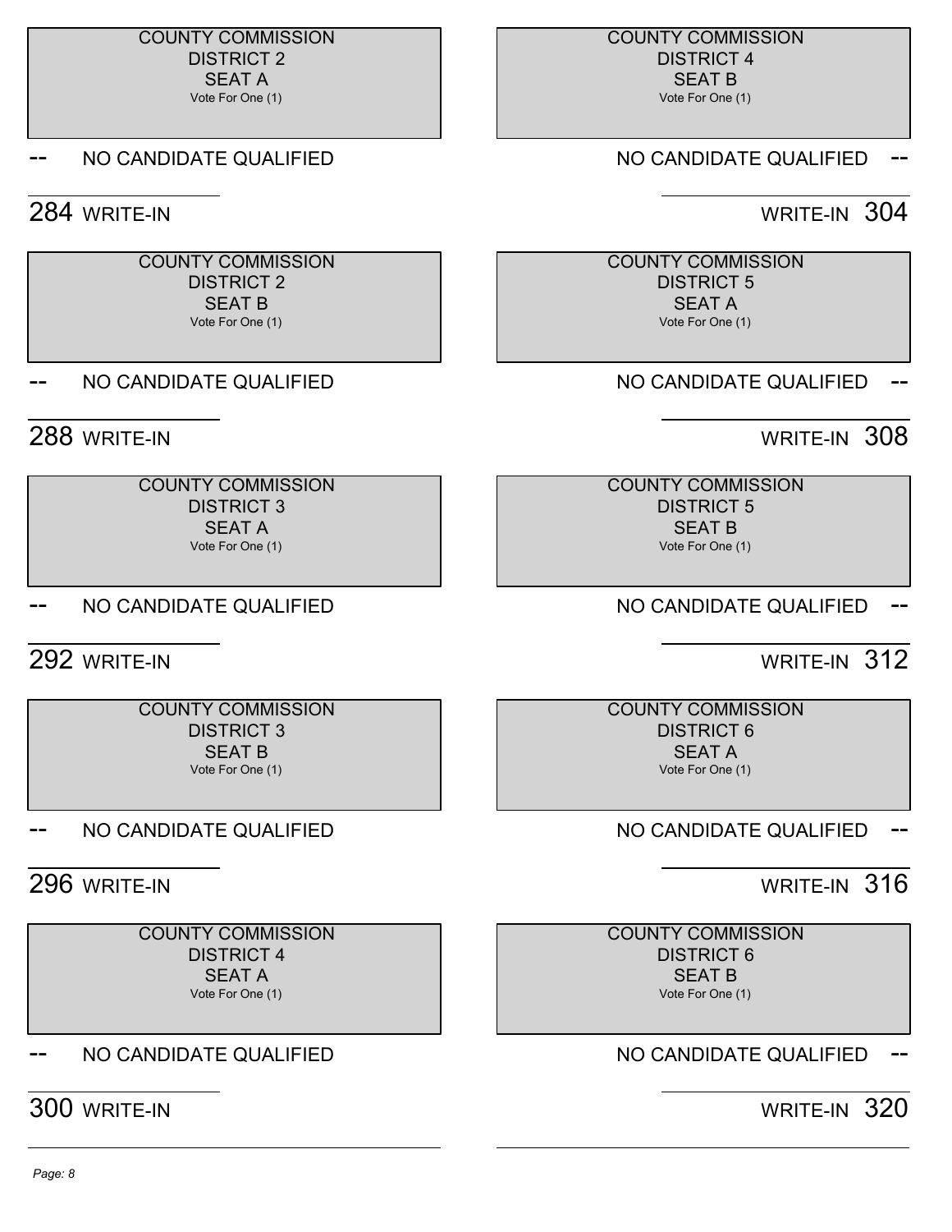**COUNTY COMMISSION**
**DISTRICT 2**
**SEAT A**
Vote For One (1)

-- NO CANDIDATE QUALIFIED

284 WRITE-IN

**COUNTY COMMISSION**
**DISTRICT 2**
**SEAT B**
Vote For One (1)

-- NO CANDIDATE QUALIFIED

288 WRITE-IN

**COUNTY COMMISSION**
**DISTRICT 3**
**SEAT A**
Vote For One (1)

-- NO CANDIDATE QUALIFIED

292 WRITE-IN

**COUNTY COMMISSION**
**DISTRICT 3**
**SEAT B**
Vote For One (1)

-- NO CANDIDATE QUALIFIED

296 WRITE-IN

**COUNTY COMMISSION**
**DISTRICT 4**
**SEAT A**
Vote For One (1)

-- NO CANDIDATE QUALIFIED

300 WRITE-IN

**COUNTY COMMISSION**
**DISTRICT 4**
**SEAT B**
Vote For One (1)

NO CANDIDATE QUALIFIED --

WRITE-IN 304

**COUNTY COMMISSION**
**DISTRICT 5**
**SEAT A**
Vote For One (1)

NO CANDIDATE QUALIFIED --

WRITE-IN 308

**COUNTY COMMISSION**
**DISTRICT 5**
**SEAT B**
Vote For One (1)

NO CANDIDATE QUALIFIED --

WRITE-IN 312

**COUNTY COMMISSION**
**DISTRICT 6**
**SEAT A**
Vote For One (1)

NO CANDIDATE QUALIFIED --

WRITE-IN 316

**COUNTY COMMISSION**
**DISTRICT 6**
**SEAT B**
Vote For One (1)

NO CANDIDATE QUALIFIED --

WRITE-IN 320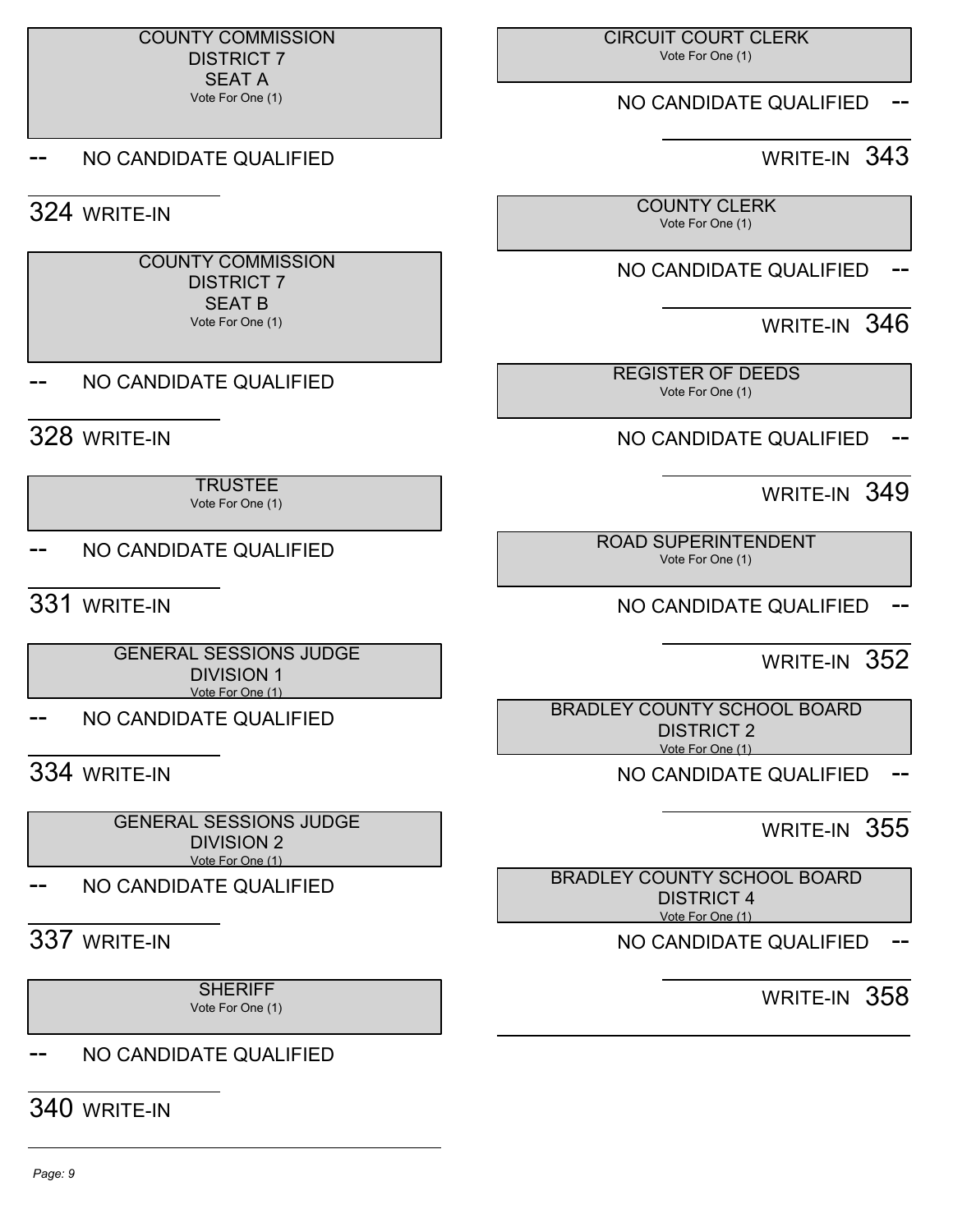### COUNTY COMMISSION DISTRICT 7 SEAT A
Vote For One (1)

-- NO CANDIDATE QUALIFIED

324 WRITE-IN

### COUNTY COMMISSION DISTRICT 7 SEAT B
Vote For One (1)

-- NO CANDIDATE QUALIFIED

328 WRITE-IN

### TRUSTEE
Vote For One (1)

-- NO CANDIDATE QUALIFIED

331 WRITE-IN

### GENERAL SESSIONS JUDGE DIVISION 1
Vote For One (1)

-- NO CANDIDATE QUALIFIED

334 WRITE-IN

### GENERAL SESSIONS JUDGE DIVISION 2
Vote For One (1)

-- NO CANDIDATE QUALIFIED

337 WRITE-IN

### SHERIFF
Vote For One (1)

-- NO CANDIDATE QUALIFIED

340 WRITE-IN

### CIRCUIT COURT CLERK
Vote For One (1)

NO CANDIDATE QUALIFIED --

WRITE-IN 343

### COUNTY CLERK
Vote For One (1)

NO CANDIDATE QUALIFIED --

WRITE-IN 346

### REGISTER OF DEEDS
Vote For One (1)

NO CANDIDATE QUALIFIED --

WRITE-IN 349

### ROAD SUPERINTENDENT
Vote For One (1)

NO CANDIDATE QUALIFIED --

WRITE-IN 352

### BRADLEY COUNTY SCHOOL BOARD DISTRICT 2
Vote For One (1)

NO CANDIDATE QUALIFIED --

WRITE-IN 355

### BRADLEY COUNTY SCHOOL BOARD DISTRICT 4
Vote For One (1)

NO CANDIDATE QUALIFIED --

WRITE-IN 358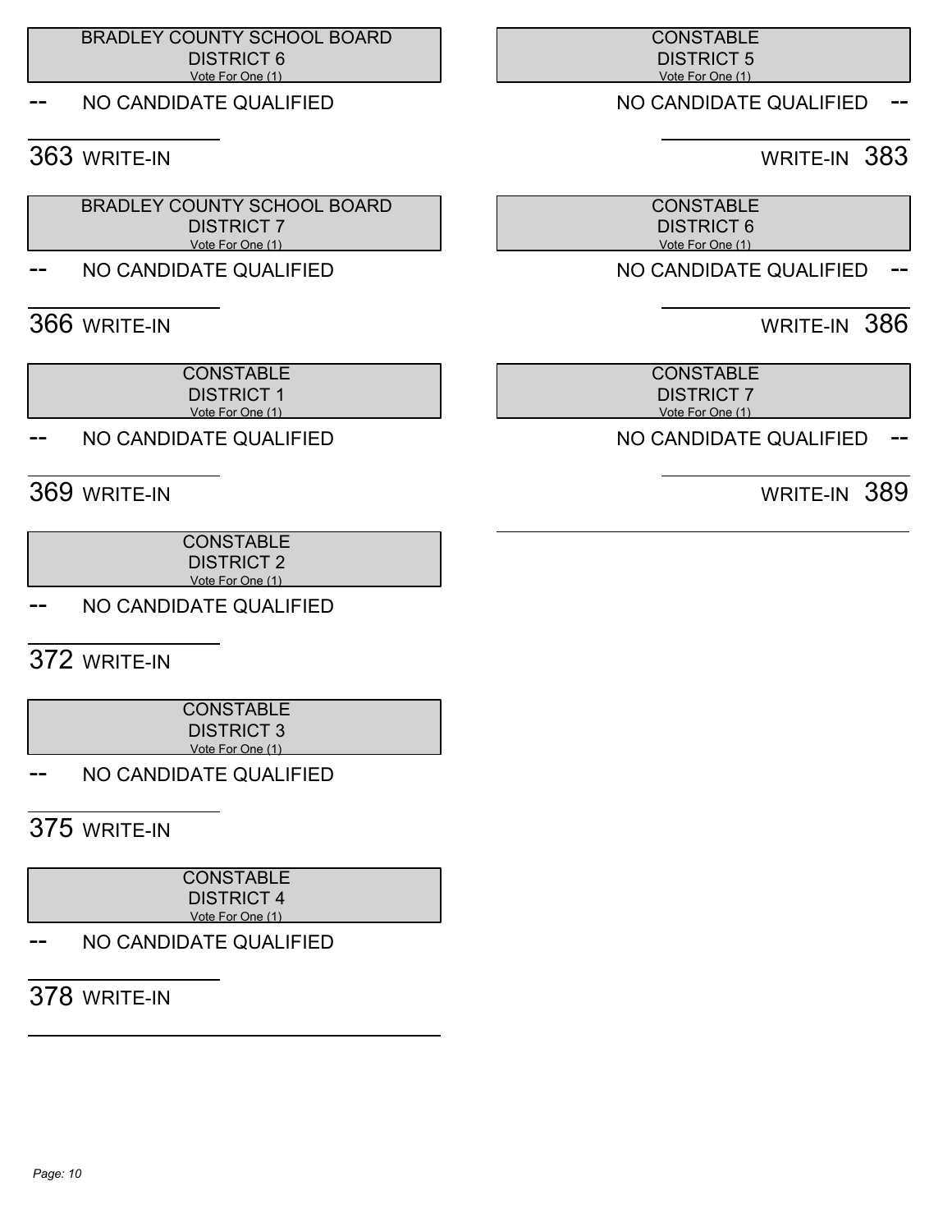### BRADLEY COUNTY SCHOOL BOARD DISTRICT 6
Vote For One (1)

-- NO CANDIDATE QUALIFIED

363 WRITE-IN

### BRADLEY COUNTY SCHOOL BOARD DISTRICT 7
Vote For One (1)

-- NO CANDIDATE QUALIFIED

366 WRITE-IN

### CONSTABLE DISTRICT 1
Vote For One (1)

-- NO CANDIDATE QUALIFIED

369 WRITE-IN

### CONSTABLE DISTRICT 2
Vote For One (1)

-- NO CANDIDATE QUALIFIED

372 WRITE-IN

### CONSTABLE DISTRICT 3
Vote For One (1)

-- NO CANDIDATE QUALIFIED

375 WRITE-IN

### CONSTABLE DISTRICT 4
Vote For One (1)

-- NO CANDIDATE QUALIFIED

378 WRITE-IN

### CONSTABLE DISTRICT 5
Vote For One (1)

NO CANDIDATE QUALIFIED --

WRITE-IN 383

### CONSTABLE DISTRICT 6
Vote For One (1)

NO CANDIDATE QUALIFIED --

WRITE-IN 386

### CONSTABLE DISTRICT 7
Vote For One (1)

NO CANDIDATE QUALIFIED --

WRITE-IN 389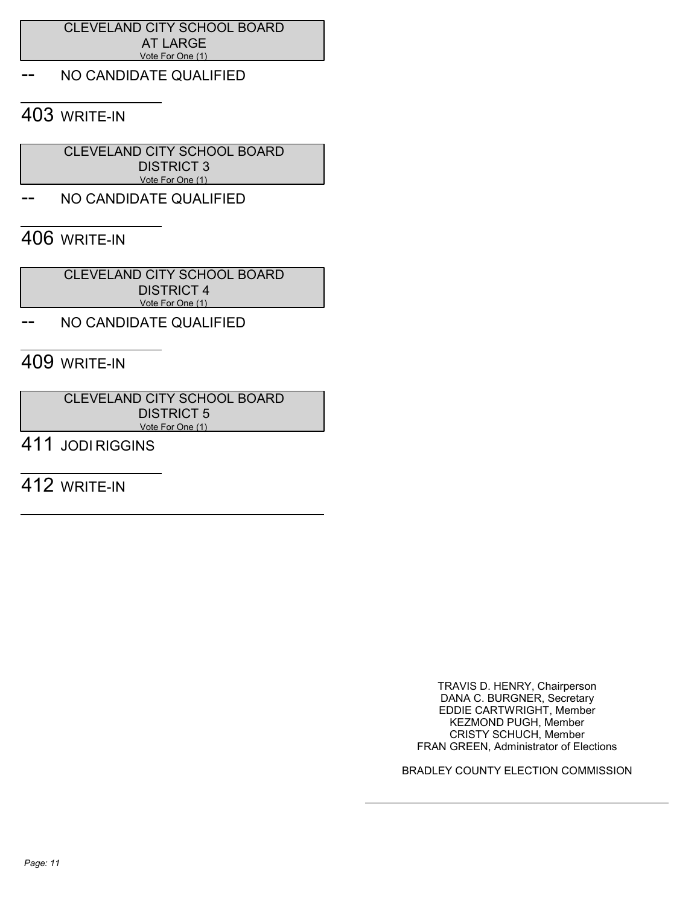**CLEVELAND CITY SCHOOL BOARD**
**AT LARGE**
Vote For One (1)

-- NO CANDIDATE QUALIFIED

403 WRITE-IN

**CLEVELAND CITY SCHOOL BOARD**
**DISTRICT 3**
Vote For One (1)

-- NO CANDIDATE QUALIFIED

406 WRITE-IN

**CLEVELAND CITY SCHOOL BOARD**
**DISTRICT 4**
Vote For One (1)

-- NO CANDIDATE QUALIFIED

409 WRITE-IN

**CLEVELAND CITY SCHOOL BOARD**
**DISTRICT 5**
Vote For One (1)

411 JODI RIGGINS

412 WRITE-IN

TRAVIS D. HENRY, Chairperson
DANA C. BURGNER, Secretary
EDDIE CARTWRIGHT, Member
KEZMOND PUGH, Member
CRISTY SCHUCH, Member
FRAN GREEN, Administrator of Elections

BRADLEY COUNTY ELECTION COMMISSION